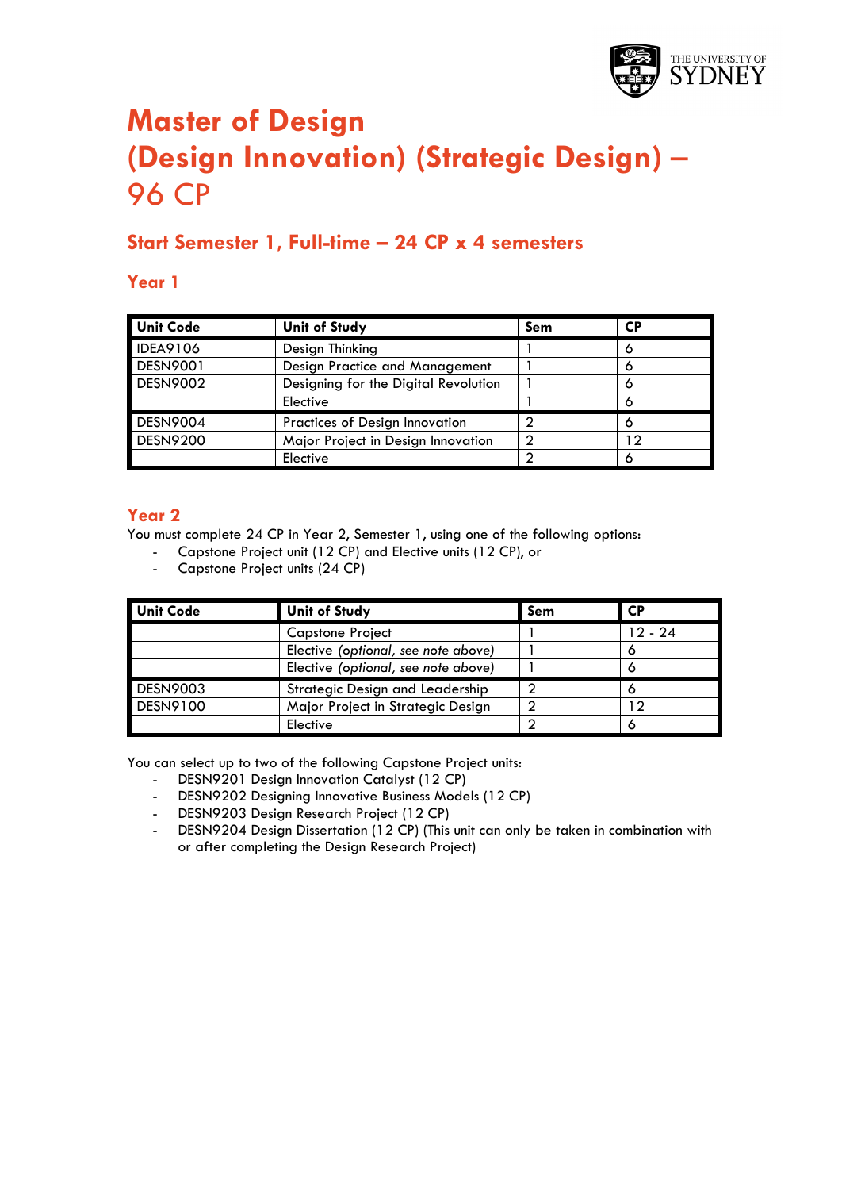# Master of Design (Design Innovation) (Strategic Design) – 96 CP

## Start Semester 1, Full-time – 24 CP x 4 semesters

### Year 1

| Unit Code | Unit of Study | Sem | CP |
|---|---|---|---|
| IDEA9106 | Design Thinking | 1 | 6 |
| DESN9001 | Design Practice and Management | 1 | 6 |
| DESN9002 | Designing for the Digital Revolution | 1 | 6 |
| | Elective | 1 | 6 |
| DESN9004 | Practices of Design Innovation | 2 | 6 |
| DESN9200 | Major Project in Design Innovation | 2 | 12 |
| | Elective | 2 | 6 |

### Year 2

You must complete 24 CP in Year 2, Semester 1, using one of the following options:

- Capstone Project unit (12 CP) and Elective units (12 CP), or
- Capstone Project units (24 CP)

| Unit Code | Unit of Study | Sem | CP |
|---|---|---|---|
| | Capstone Project | 1 | 12 - 24 |
| | Elective *(optional, see note above)* | 1 | 6 |
| | Elective *(optional, see note above)* | 1 | 6 |
| DESN9003 | Strategic Design and Leadership | 2 | 6 |
| DESN9100 | Major Project in Strategic Design | 2 | 12 |
| | Elective | 2 | 6 |

You can select up to two of the following Capstone Project units:

- DESN9201 Design Innovation Catalyst (12 CP)
- DESN9202 Designing Innovative Business Models (12 CP)
- DESN9203 Design Research Project (12 CP)
- DESN9204 Design Dissertation (12 CP) (This unit can only be taken in combination with or after completing the Design Research Project)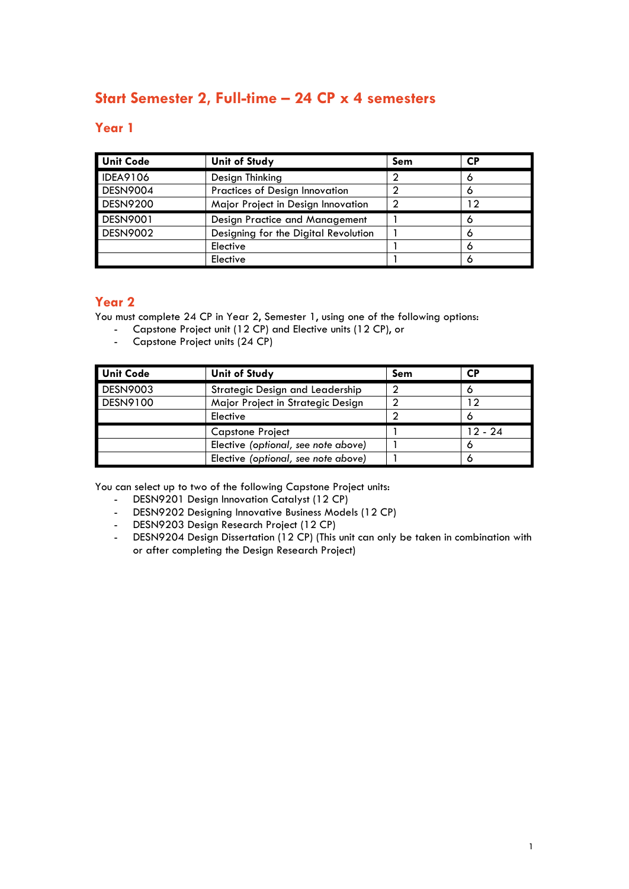# Start Semester 2, Full-time – 24 CP x 4 semesters

## Year 1

| Unit Code | Unit of Study | Sem | CP |
|---|---|---|---|
| IDEA9106 | Design Thinking | 2 | 6 |
| DESN9004 | Practices of Design Innovation | 2 | 6 |
| DESN9200 | Major Project in Design Innovation | 2 | 12 |
| DESN9001 | Design Practice and Management | 1 | 6 |
| DESN9002 | Designing for the Digital Revolution | 1 | 6 |
| | Elective | 1 | 6 |
| | Elective | 1 | 6 |

## Year 2

You must complete 24 CP in Year 2, Semester 1, using one of the following options:

- Capstone Project unit (12 CP) and Elective units (12 CP), or
- Capstone Project units (24 CP)

| Unit Code | Unit of Study | Sem | CP |
|---|---|---|---|
| DESN9003 | Strategic Design and Leadership | 2 | 6 |
| DESN9100 | Major Project in Strategic Design | 2 | 12 |
| | Elective | 2 | 6 |
| | Capstone Project | 1 | 12 - 24 |
| | Elective *(optional, see note above)* | 1 | 6 |
| | Elective *(optional, see note above)* | 1 | 6 |

You can select up to two of the following Capstone Project units:

- DESN9201 Design Innovation Catalyst (12 CP)
- DESN9202 Designing Innovative Business Models (12 CP)
- DESN9203 Design Research Project (12 CP)
- DESN9204 Design Dissertation (12 CP) (This unit can only be taken in combination with or after completing the Design Research Project)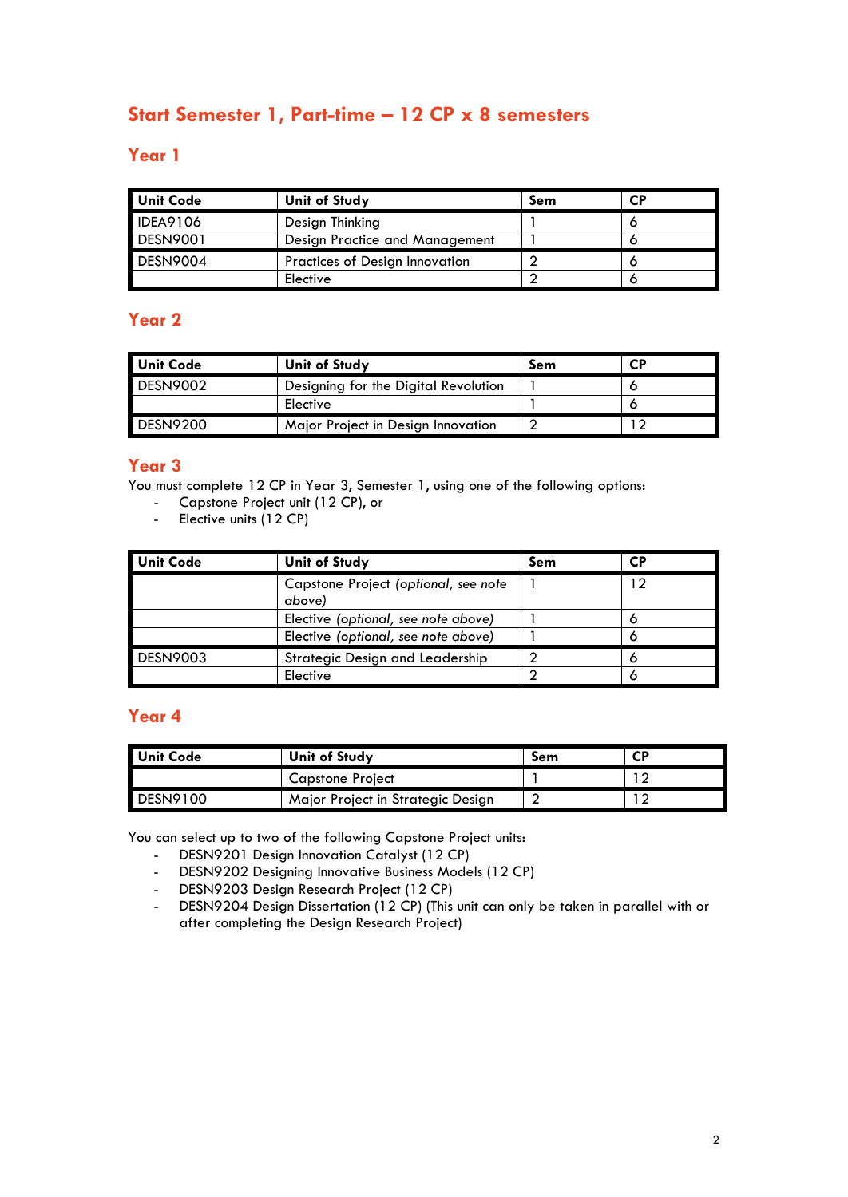## Start Semester 1, Part-time – 12 CP x 8 semesters

### Year 1

| Unit Code | Unit of Study | Sem | CP |
|---|---|---|---|
| IDEA9106 | Design Thinking | 1 | 6 |
| DESN9001 | Design Practice and Management | 1 | 6 |
| DESN9004 | Practices of Design Innovation | 2 | 6 |
| | Elective | 2 | 6 |

### Year 2

| Unit Code | Unit of Study | Sem | CP |
|---|---|---|---|
| DESN9002 | Designing for the Digital Revolution | 1 | 6 |
| | Elective | 1 | 6 |
| DESN9200 | Major Project in Design Innovation | 2 | 12 |

### Year 3

You must complete 12 CP in Year 3, Semester 1, using one of the following options:

- Capstone Project unit (12 CP), or
- Elective units (12 CP)

| Unit Code | Unit of Study | Sem | CP |
|---|---|---|---|
| | Capstone Project *(optional, see note above)* | 1 | 12 |
| | Elective *(optional, see note above)* | 1 | 6 |
| | Elective *(optional, see note above)* | 1 | 6 |
| DESN9003 | Strategic Design and Leadership | 2 | 6 |
| | Elective | 2 | 6 |

### Year 4

| Unit Code | Unit of Study | Sem | CP |
|---|---|---|---|
| | Capstone Project | 1 | 12 |
| DESN9100 | Major Project in Strategic Design | 2 | 12 |

You can select up to two of the following Capstone Project units:

- DESN9201 Design Innovation Catalyst (12 CP)
- DESN9202 Designing Innovative Business Models (12 CP)
- DESN9203 Design Research Project (12 CP)
- DESN9204 Design Dissertation (12 CP) (This unit can only be taken in parallel with or after completing the Design Research Project)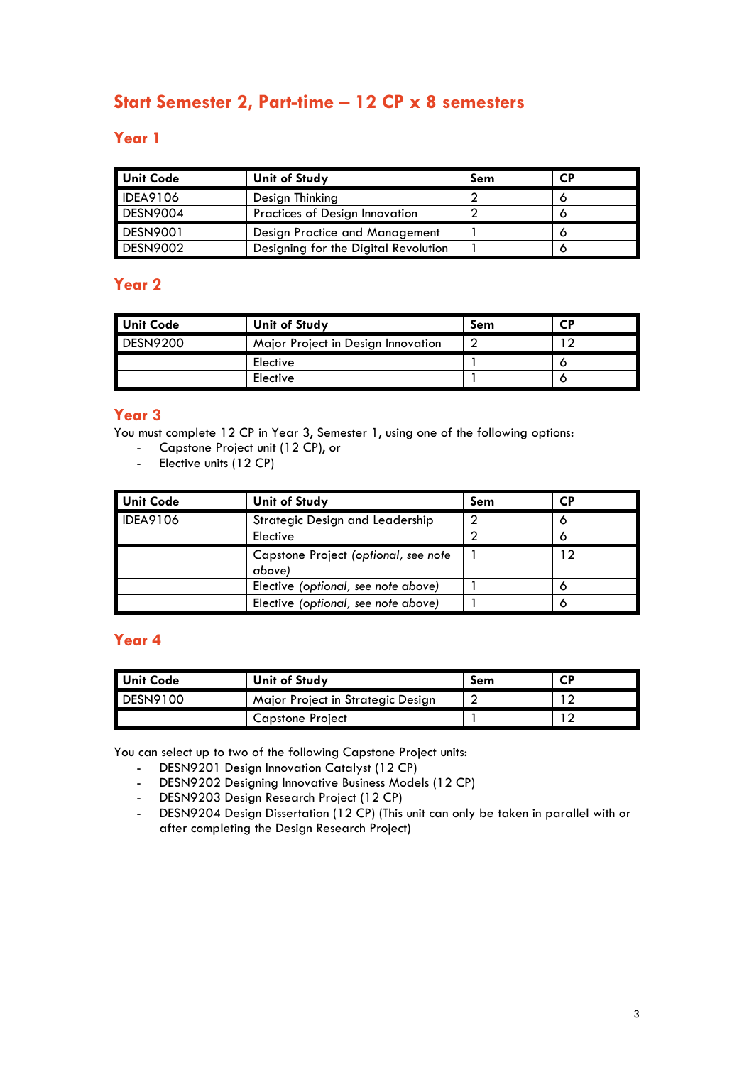## Start Semester 2, Part-time – 12 CP x 8 semesters

### Year 1

| Unit Code | Unit of Study | Sem | CP |
|---|---|---|---|
| IDEA9106 | Design Thinking | 2 | 6 |
| DESN9004 | Practices of Design Innovation | 2 | 6 |
| DESN9001 | Design Practice and Management | 1 | 6 |
| DESN9002 | Designing for the Digital Revolution | 1 | 6 |

### Year 2

| Unit Code | Unit of Study | Sem | CP |
|---|---|---|---|
| DESN9200 | Major Project in Design Innovation | 2 | 12 |
| | Elective | 1 | 6 |
| | Elective | 1 | 6 |

### Year 3

You must complete 12 CP in Year 3, Semester 1, using one of the following options:

- Capstone Project unit (12 CP), or
- Elective units (12 CP)

| Unit Code | Unit of Study | Sem | CP |
|---|---|---|---|
| IDEA9106 | Strategic Design and Leadership | 2 | 6 |
| | Elective | 2 | 6 |
| | Capstone Project *(optional, see note above)* | 1 | 12 |
| | Elective *(optional, see note above)* | 1 | 6 |
| | Elective *(optional, see note above)* | 1 | 6 |

### Year 4

| Unit Code | Unit of Study | Sem | CP |
|---|---|---|---|
| DESN9100 | Major Project in Strategic Design | 2 | 12 |
| | Capstone Project | 1 | 12 |

You can select up to two of the following Capstone Project units:

- DESN9201 Design Innovation Catalyst (12 CP)
- DESN9202 Designing Innovative Business Models (12 CP)
- DESN9203 Design Research Project (12 CP)
- DESN9204 Design Dissertation (12 CP) (This unit can only be taken in parallel with or after completing the Design Research Project)